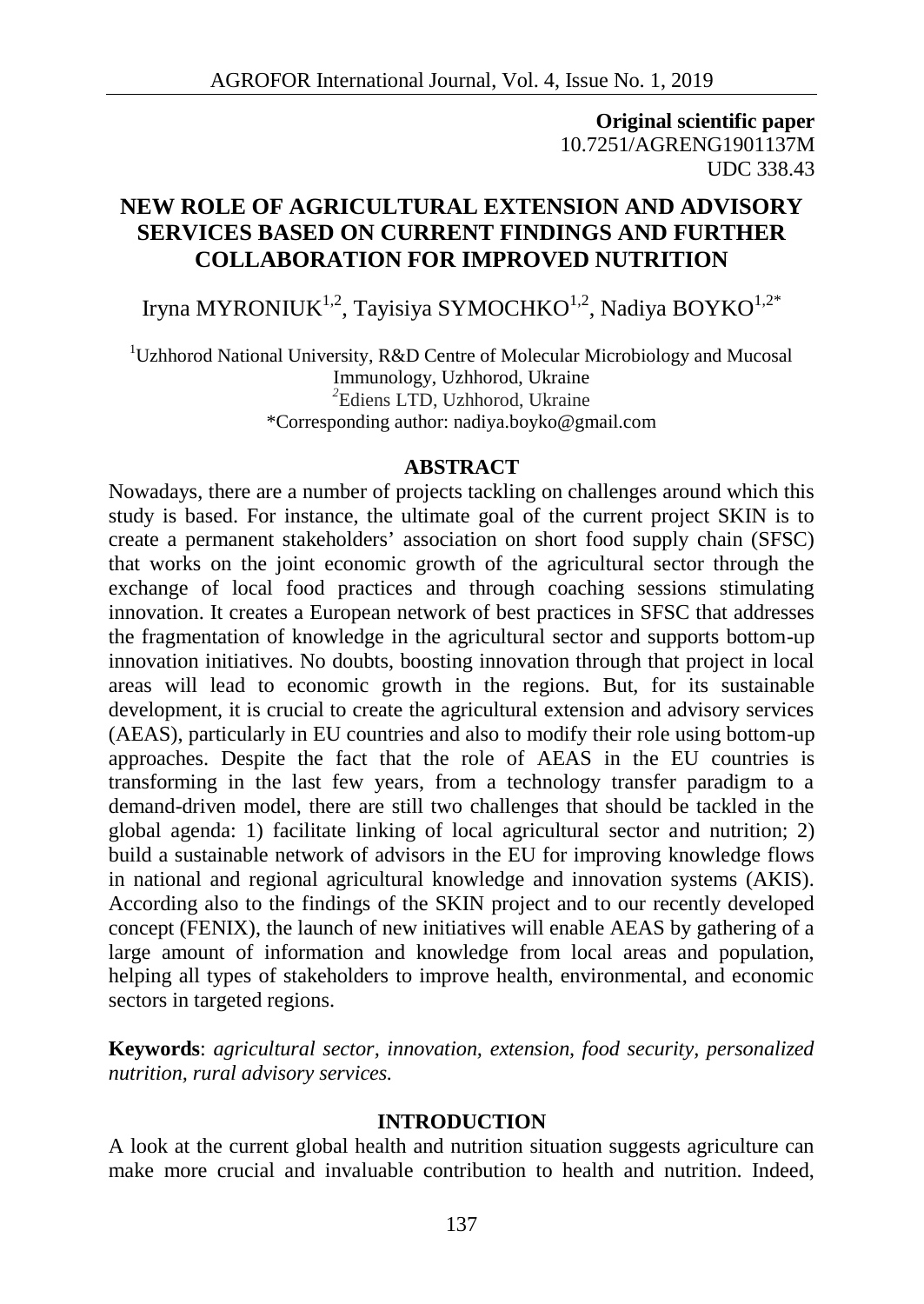**Original scientific paper**
10.7251/AGRENG1901137M
UDC 338.43

# NEW ROLE OF AGRICULTURAL EXTENSION AND ADVISORY SERVICES BASED ON CURRENT FINDINGS AND FURTHER COLLABORATION FOR IMPROVED NUTRITION

Iryna MYRONIUK[1,2], Tayisiya SYMOCHKO[1,2], Nadiya BOYKO[1,2*]

[1]Uzhhorod National University, R&D Centre of Molecular Microbiology and Mucosal Immunology, Uzhhorod, Ukraine
[2]Ediens LTD, Uzhhorod, Ukraine
*Corresponding author: nadiya.boyko@gmail.com

## ABSTRACT

Nowadays, there are a number of projects tackling on challenges around which this study is based. For instance, the ultimate goal of the current project SKIN is to create a permanent stakeholders' association on short food supply chain (SFSC) that works on the joint economic growth of the agricultural sector through the exchange of local food practices and through coaching sessions stimulating innovation. It creates a European network of best practices in SFSC that addresses the fragmentation of knowledge in the agricultural sector and supports bottom-up innovation initiatives. No doubts, boosting innovation through that project in local areas will lead to economic growth in the regions. But, for its sustainable development, it is crucial to create the agricultural extension and advisory services (AEAS), particularly in EU countries and also to modify their role using bottom-up approaches. Despite the fact that the role of AEAS in the EU countries is transforming in the last few years, from a technology transfer paradigm to a demand-driven model, there are still two challenges that should be tackled in the global agenda: 1) facilitate linking of local agricultural sector and nutrition; 2) build a sustainable network of advisors in the EU for improving knowledge flows in national and regional agricultural knowledge and innovation systems (AKIS). According also to the findings of the SKIN project and to our recently developed concept (FENIX), the launch of new initiatives will enable AEAS by gathering of a large amount of information and knowledge from local areas and population, helping all types of stakeholders to improve health, environmental, and economic sectors in targeted regions.

**Keywords**: *agricultural sector, innovation, extension, food security, personalized nutrition, rural advisory services.*

## INTRODUCTION

A look at the current global health and nutrition situation suggests agriculture can make more crucial and invaluable contribution to health and nutrition. Indeed,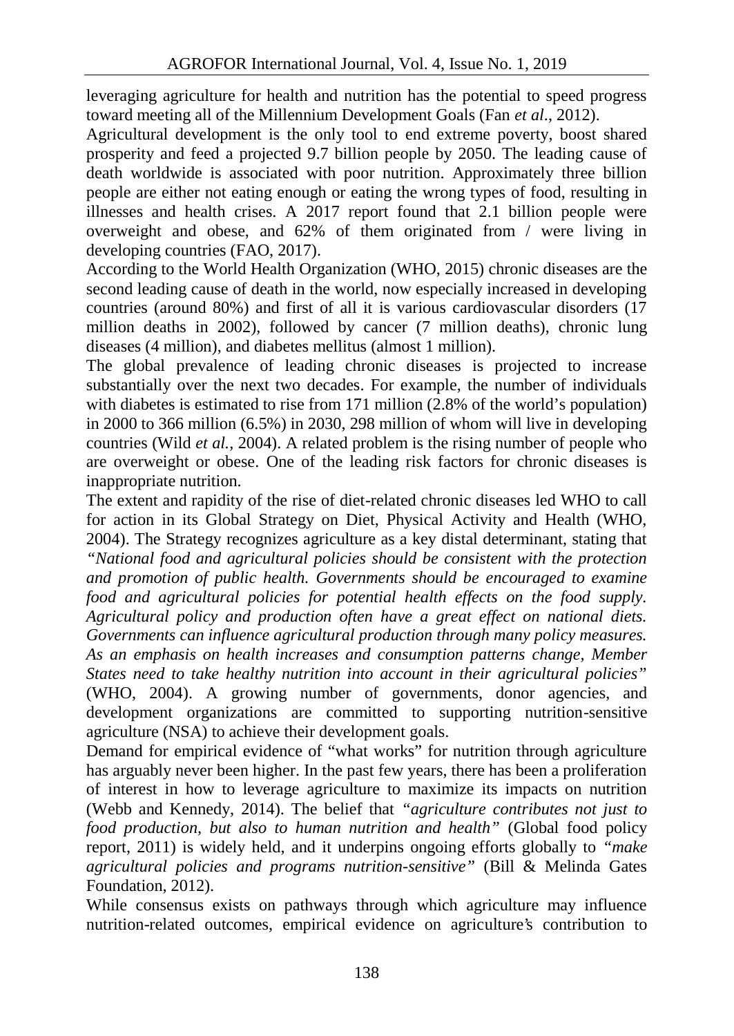leveraging agriculture for health and nutrition has the potential to speed progress toward meeting all of the Millennium Development Goals (Fan *et al*., 2012).

Agricultural development is the only tool to end extreme poverty, boost shared prosperity and feed a projected 9.7 billion people by 2050. The leading cause of death worldwide is associated with poor nutrition. Approximately three billion people are either not eating enough or eating the wrong types of food, resulting in illnesses and health crises. A 2017 report found that 2.1 billion people were overweight and obese, and 62% of them originated from / were living in developing countries (FAO, 2017).

According to the World Health Organization (WHO, 2015) chronic diseases are the second leading cause of death in the world, now especially increased in developing countries (around 80%) and first of all it is various cardiovascular disorders (17 million deaths in 2002), followed by cancer (7 million deaths), chronic lung diseases (4 million), and diabetes mellitus (almost 1 million).

The global prevalence of leading chronic diseases is projected to increase substantially over the next two decades. For example, the number of individuals with diabetes is estimated to rise from 171 million (2.8% of the world's population) in 2000 to 366 million (6.5%) in 2030, 298 million of whom will live in developing countries (Wild *et al.*, 2004). A related problem is the rising number of people who are overweight or obese. One of the leading risk factors for chronic diseases is inappropriate nutrition.

The extent and rapidity of the rise of diet-related chronic diseases led WHO to call for action in its Global Strategy on Diet, Physical Activity and Health (WHO, 2004). The Strategy recognizes agriculture as a key distal determinant, stating that *"National food and agricultural policies should be consistent with the protection and promotion of public health. Governments should be encouraged to examine food and agricultural policies for potential health effects on the food supply. Agricultural policy and production often have a great effect on national diets. Governments can influence agricultural production through many policy measures. As an emphasis on health increases and consumption patterns change, Member States need to take healthy nutrition into account in their agricultural policies"* (WHO, 2004). A growing number of governments, donor agencies, and development organizations are committed to supporting nutrition-sensitive agriculture (NSA) to achieve their development goals.

Demand for empirical evidence of "what works" for nutrition through agriculture has arguably never been higher. In the past few years, there has been a proliferation of interest in how to leverage agriculture to maximize its impacts on nutrition (Webb and Kennedy, 2014). The belief that *"agriculture contributes not just to food production, but also to human nutrition and health"* (Global food policy report, 2011) is widely held, and it underpins ongoing efforts globally to *"make agricultural policies and programs nutrition-sensitive"* (Bill & Melinda Gates Foundation, 2012).

While consensus exists on pathways through which agriculture may influence nutrition-related outcomes, empirical evidence on agriculture's contribution to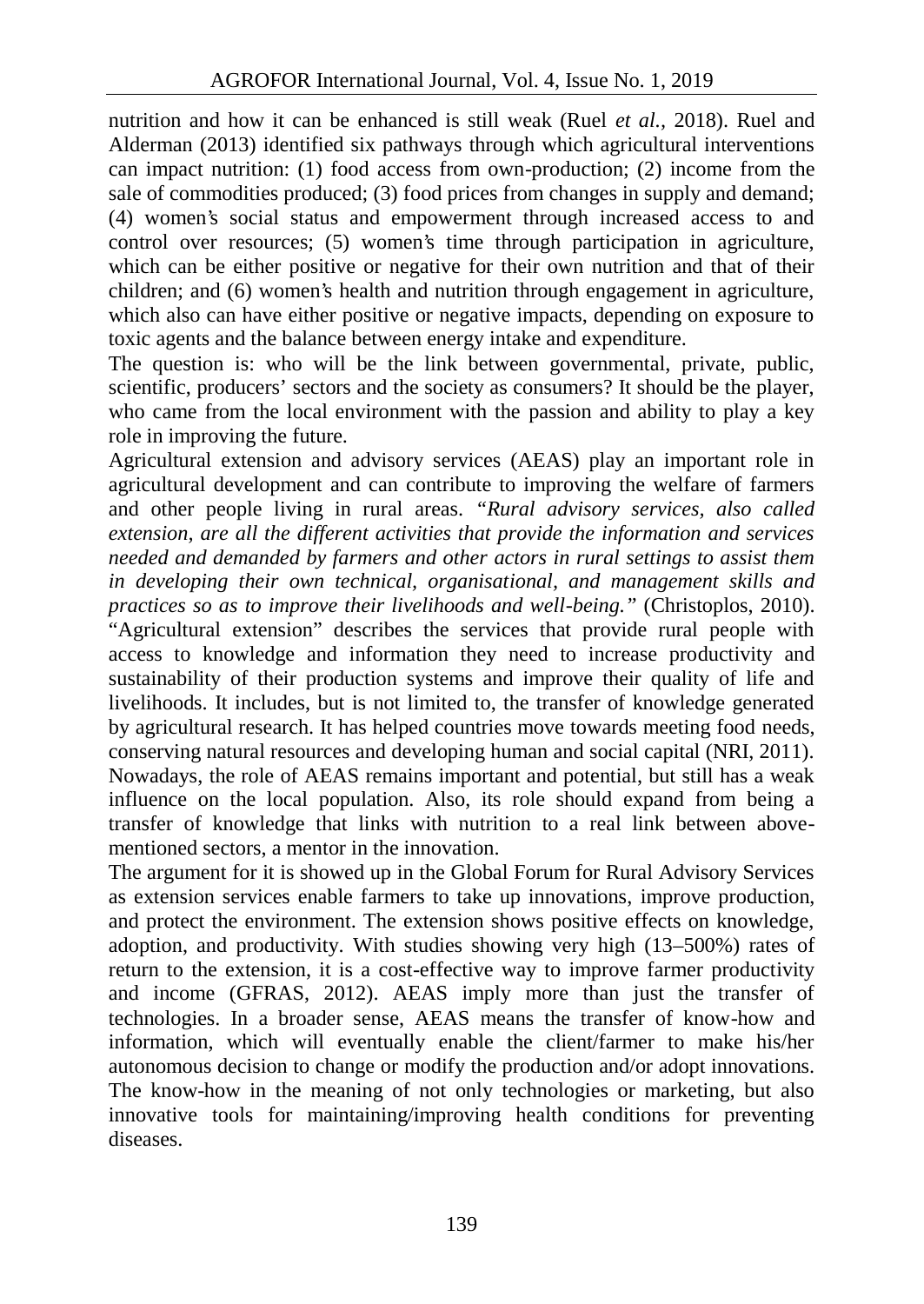nutrition and how it can be enhanced is still weak (Ruel *et al.,* 2018). Ruel and Alderman (2013) identified six pathways through which agricultural interventions can impact nutrition: (1) food access from own-production; (2) income from the sale of commodities produced; (3) food prices from changes in supply and demand; (4) women's social status and empowerment through increased access to and control over resources; (5) women's time through participation in agriculture, which can be either positive or negative for their own nutrition and that of their children; and (6) women's health and nutrition through engagement in agriculture, which also can have either positive or negative impacts, depending on exposure to toxic agents and the balance between energy intake and expenditure.

The question is: who will be the link between governmental, private, public, scientific, producers' sectors and the society as consumers? It should be the player, who came from the local environment with the passion and ability to play a key role in improving the future.

Agricultural extension and advisory services (AEAS) play an important role in agricultural development and can contribute to improving the welfare of farmers and other people living in rural areas. *"Rural advisory services, also called extension, are all the different activities that provide the information and services needed and demanded by farmers and other actors in rural settings to assist them in developing their own technical, organisational, and management skills and practices so as to improve their livelihoods and well-being."* (Christoplos, 2010). "Agricultural extension" describes the services that provide rural people with access to knowledge and information they need to increase productivity and sustainability of their production systems and improve their quality of life and livelihoods. It includes, but is not limited to, the transfer of knowledge generated by agricultural research. It has helped countries move towards meeting food needs, conserving natural resources and developing human and social capital (NRI, 2011). Nowadays, the role of AEAS remains important and potential, but still has a weak influence on the local population. Also, its role should expand from being a transfer of knowledge that links with nutrition to a real link between above-mentioned sectors, a mentor in the innovation.

The argument for it is showed up in the Global Forum for Rural Advisory Services as extension services enable farmers to take up innovations, improve production, and protect the environment. The extension shows positive effects on knowledge, adoption, and productivity. With studies showing very high (13–500%) rates of return to the extension, it is a cost-effective way to improve farmer productivity and income (GFRAS, 2012). AEAS imply more than just the transfer of technologies. In a broader sense, AEAS means the transfer of know-how and information, which will eventually enable the client/farmer to make his/her autonomous decision to change or modify the production and/or adopt innovations. The know-how in the meaning of not only technologies or marketing, but also innovative tools for maintaining/improving health conditions for preventing diseases.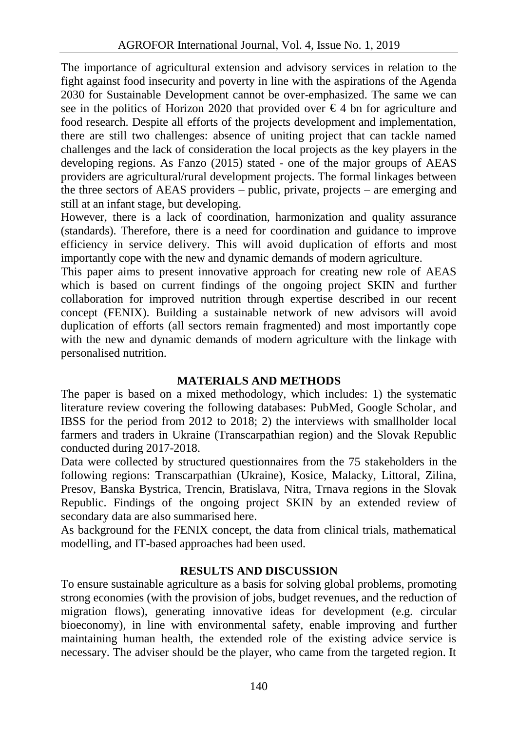The importance of agricultural extension and advisory services in relation to the fight against food insecurity and poverty in line with the aspirations of the Agenda 2030 for Sustainable Development cannot be over-emphasized. The same we can see in the politics of Horizon 2020 that provided over € 4 bn for agriculture and food research. Despite all efforts of the projects development and implementation, there are still two challenges: absence of uniting project that can tackle named challenges and the lack of consideration the local projects as the key players in the developing regions. As Fanzo (2015) stated - one of the major groups of AEAS providers are agricultural/rural development projects. The formal linkages between the three sectors of AEAS providers – public, private, projects – are emerging and still at an infant stage, but developing.

However, there is a lack of coordination, harmonization and quality assurance (standards). Therefore, there is a need for coordination and guidance to improve efficiency in service delivery. This will avoid duplication of efforts and most importantly cope with the new and dynamic demands of modern agriculture.

This paper aims to present innovative approach for creating new role of AEAS which is based on current findings of the ongoing project SKIN and further collaboration for improved nutrition through expertise described in our recent concept (FENIX). Building a sustainable network of new advisors will avoid duplication of efforts (all sectors remain fragmented) and most importantly cope with the new and dynamic demands of modern agriculture with the linkage with personalised nutrition.

## MATERIALS AND METHODS

The paper is based on a mixed methodology, which includes: 1) the systematic literature review covering the following databases: PubMed, Google Scholar, and IBSS for the period from 2012 to 2018; 2) the interviews with smallholder local farmers and traders in Ukraine (Transcarpathian region) and the Slovak Republic conducted during 2017-2018.

Data were collected by structured questionnaires from the 75 stakeholders in the following regions: Transcarpathian (Ukraine), Kosice, Malacky, Littoral, Zilina, Presov, Banska Bystrica, Trencin, Bratislava, Nitra, Trnava regions in the Slovak Republic. Findings of the ongoing project SKIN by an extended review of secondary data are also summarised here.

As background for the FENIX concept, the data from clinical trials, mathematical modelling, and IT-based approaches had been used.

## RESULTS AND DISCUSSION

To ensure sustainable agriculture as a basis for solving global problems, promoting strong economies (with the provision of jobs, budget revenues, and the reduction of migration flows), generating innovative ideas for development (e.g. circular bioeconomy), in line with environmental safety, enable improving and further maintaining human health, the extended role of the existing advice service is necessary. The adviser should be the player, who came from the targeted region. It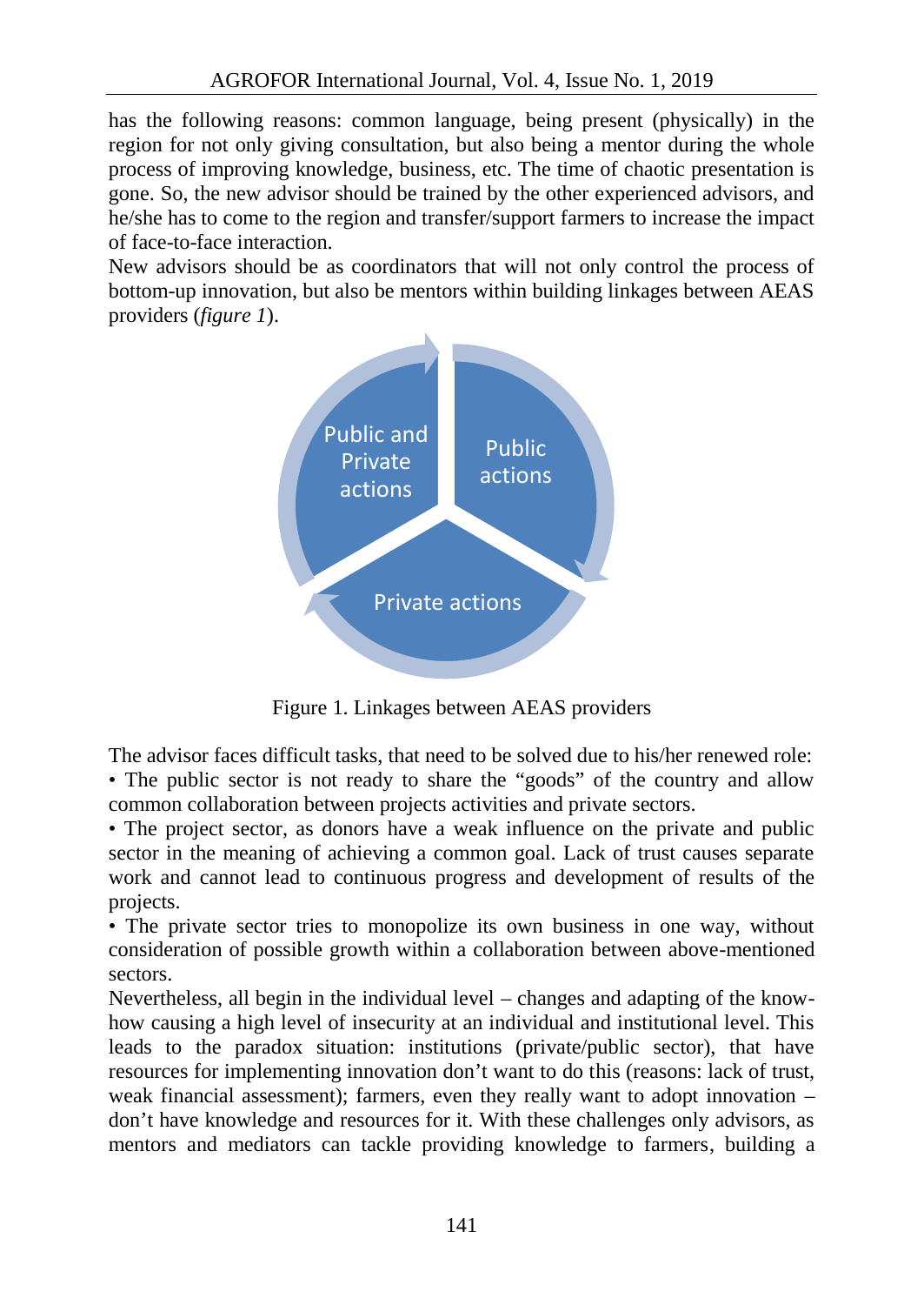has the following reasons: common language, being present (physically) in the region for not only giving consultation, but also being a mentor during the whole process of improving knowledge, business, etc. The time of chaotic presentation is gone. So, the new advisor should be trained by the other experienced advisors, and he/she has to come to the region and transfer/support farmers to increase the impact of face-to-face interaction.

New advisors should be as coordinators that will not only control the process of bottom-up innovation, but also be mentors within building linkages between AEAS providers (*figure 1*).

Public and Private actions

Public actions

Private actions

Figure 1. Linkages between AEAS providers

The advisor faces difficult tasks, that need to be solved due to his/her renewed role:

- The public sector is not ready to share the "goods" of the country and allow common collaboration between projects activities and private sectors.
- The project sector, as donors have a weak influence on the private and public sector in the meaning of achieving a common goal. Lack of trust causes separate work and cannot lead to continuous progress and development of results of the projects.
- The private sector tries to monopolize its own business in one way, without consideration of possible growth within a collaboration between above-mentioned sectors.

Nevertheless, all begin in the individual level – changes and adapting of the know-how causing a high level of insecurity at an individual and institutional level. This leads to the paradox situation: institutions (private/public sector), that have resources for implementing innovation don't want to do this (reasons: lack of trust, weak financial assessment); farmers, even they really want to adopt innovation – don't have knowledge and resources for it. With these challenges only advisors, as mentors and mediators can tackle providing knowledge to farmers, building a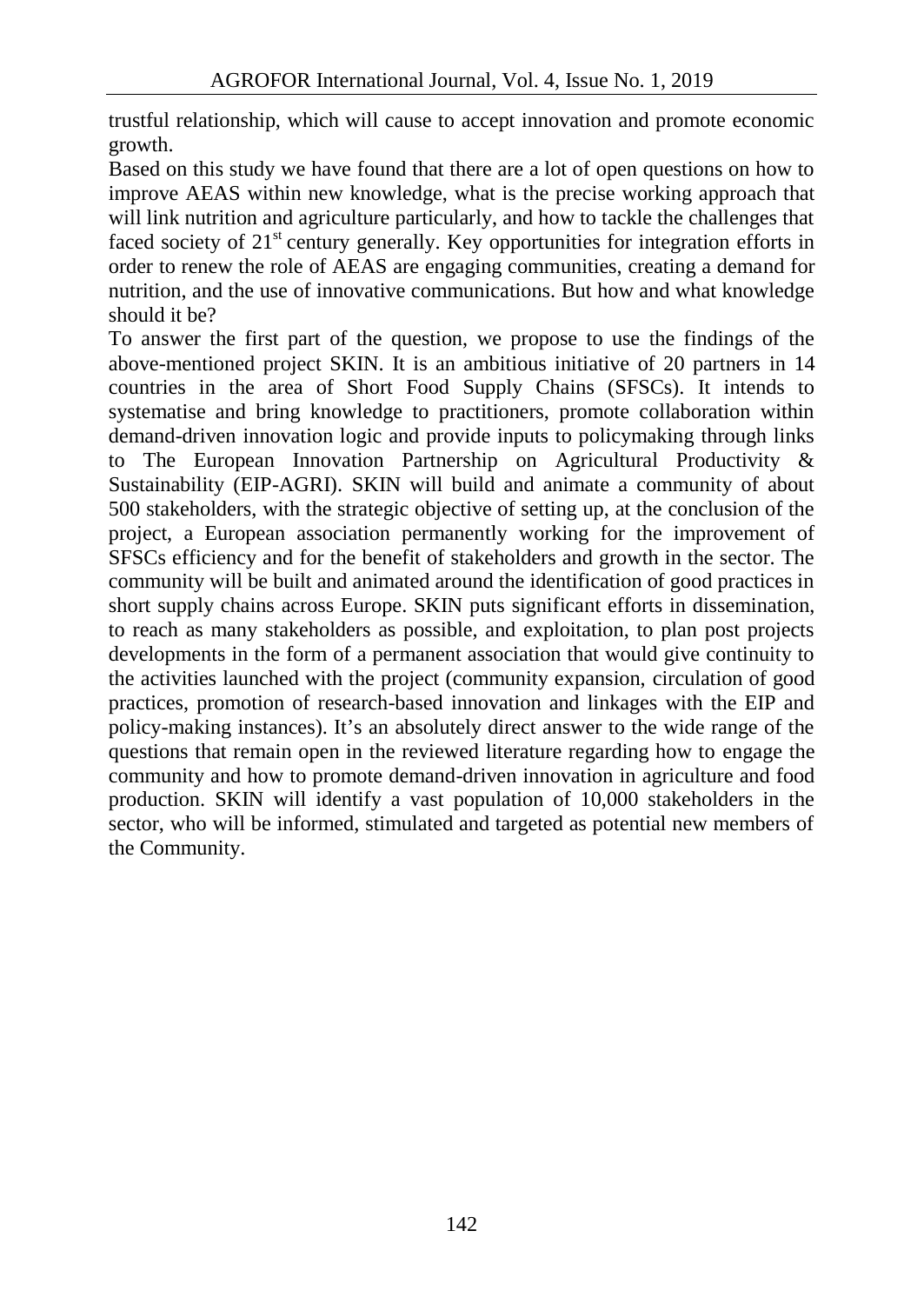trustful relationship, which will cause to accept innovation and promote economic growth.

Based on this study we have found that there are a lot of open questions on how to improve AEAS within new knowledge, what is the precise working approach that will link nutrition and agriculture particularly, and how to tackle the challenges that faced society of 21st century generally. Key opportunities for integration efforts in order to renew the role of AEAS are engaging communities, creating a demand for nutrition, and the use of innovative communications. But how and what knowledge should it be?

To answer the first part of the question, we propose to use the findings of the above-mentioned project SKIN. It is an ambitious initiative of 20 partners in 14 countries in the area of Short Food Supply Chains (SFSCs). It intends to systematise and bring knowledge to practitioners, promote collaboration within demand-driven innovation logic and provide inputs to policymaking through links to The European Innovation Partnership on Agricultural Productivity & Sustainability (EIP-AGRI). SKIN will build and animate a community of about 500 stakeholders, with the strategic objective of setting up, at the conclusion of the project, a European association permanently working for the improvement of SFSCs efficiency and for the benefit of stakeholders and growth in the sector. The community will be built and animated around the identification of good practices in short supply chains across Europe. SKIN puts significant efforts in dissemination, to reach as many stakeholders as possible, and exploitation, to plan post projects developments in the form of a permanent association that would give continuity to the activities launched with the project (community expansion, circulation of good practices, promotion of research-based innovation and linkages with the EIP and policy-making instances). It's an absolutely direct answer to the wide range of the questions that remain open in the reviewed literature regarding how to engage the community and how to promote demand-driven innovation in agriculture and food production. SKIN will identify a vast population of 10,000 stakeholders in the sector, who will be informed, stimulated and targeted as potential new members of the Community.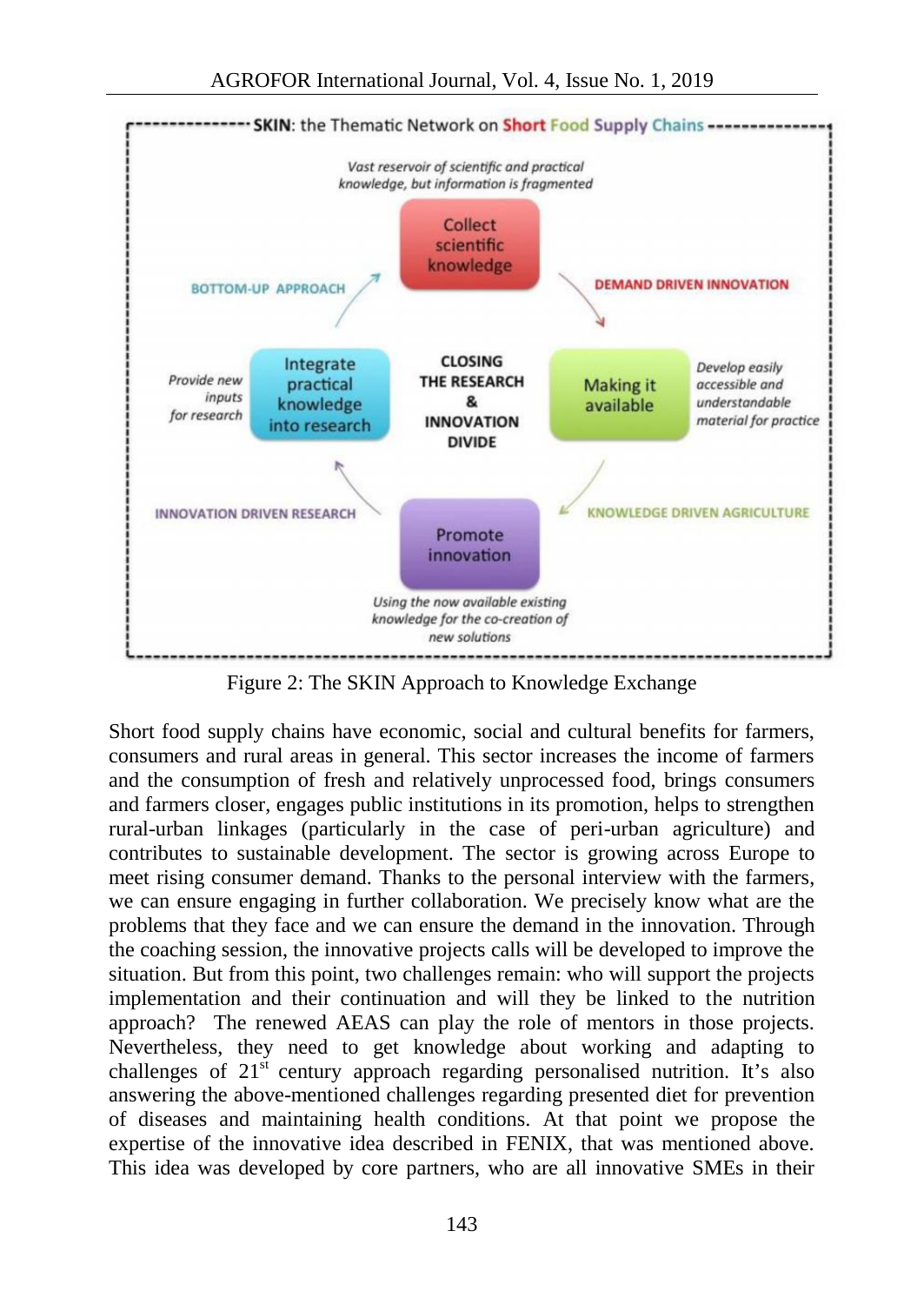Figure 2: The SKIN Approach to Knowledge Exchange

Short food supply chains have economic, social and cultural benefits for farmers, consumers and rural areas in general. This sector increases the income of farmers and the consumption of fresh and relatively unprocessed food, brings consumers and farmers closer, engages public institutions in its promotion, helps to strengthen rural-urban linkages (particularly in the case of peri-urban agriculture) and contributes to sustainable development. The sector is growing across Europe to meet rising consumer demand. Thanks to the personal interview with the farmers, we can ensure engaging in further collaboration. We precisely know what are the problems that they face and we can ensure the demand in the innovation. Through the coaching session, the innovative projects calls will be developed to improve the situation. But from this point, two challenges remain: who will support the projects implementation and their continuation and will they be linked to the nutrition approach? The renewed AEAS can play the role of mentors in those projects. Nevertheless, they need to get knowledge about working and adapting to challenges of 21st century approach regarding personalised nutrition. It's also answering the above-mentioned challenges regarding presented diet for prevention of diseases and maintaining health conditions. At that point we propose the expertise of the innovative idea described in FENIX, that was mentioned above. This idea was developed by core partners, who are all innovative SMEs in their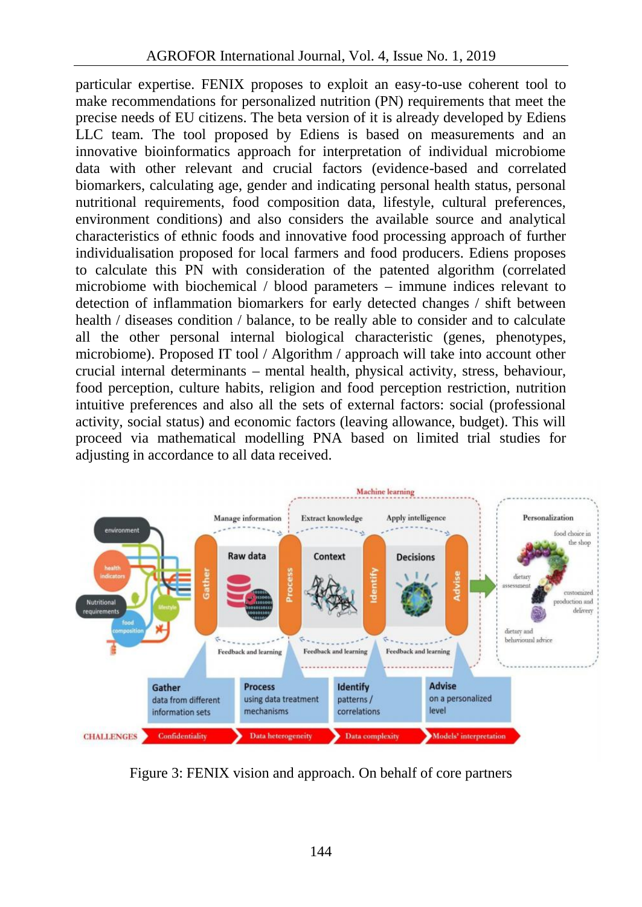particular expertise. FENIX proposes to exploit an easy-to-use coherent tool to make recommendations for personalized nutrition (PN) requirements that meet the precise needs of EU citizens. The beta version of it is already developed by Ediens LLC team. The tool proposed by Ediens is based on measurements and an innovative bioinformatics approach for interpretation of individual microbiome data with other relevant and crucial factors (evidence-based and correlated biomarkers, calculating age, gender and indicating personal health status, personal nutritional requirements, food composition data, lifestyle, cultural preferences, environment conditions) and also considers the available source and analytical characteristics of ethnic foods and innovative food processing approach of further individualisation proposed for local farmers and food producers. Ediens proposes to calculate this PN with consideration of the patented algorithm (correlated microbiome with biochemical / blood parameters – immune indices relevant to detection of inflammation biomarkers for early detected changes / shift between health / diseases condition / balance, to be really able to consider and to calculate all the other personal internal biological characteristic (genes, phenotypes, microbiome). Proposed IT tool / Algorithm / approach will take into account other crucial internal determinants – mental health, physical activity, stress, behaviour, food perception, culture habits, religion and food perception restriction, nutrition intuitive preferences and also all the sets of external factors: social (professional activity, social status) and economic factors (leaving allowance, budget). This will proceed via mathematical modelling PNA based on limited trial studies for adjusting in accordance to all data received.

Figure 3: FENIX vision and approach. On behalf of core partners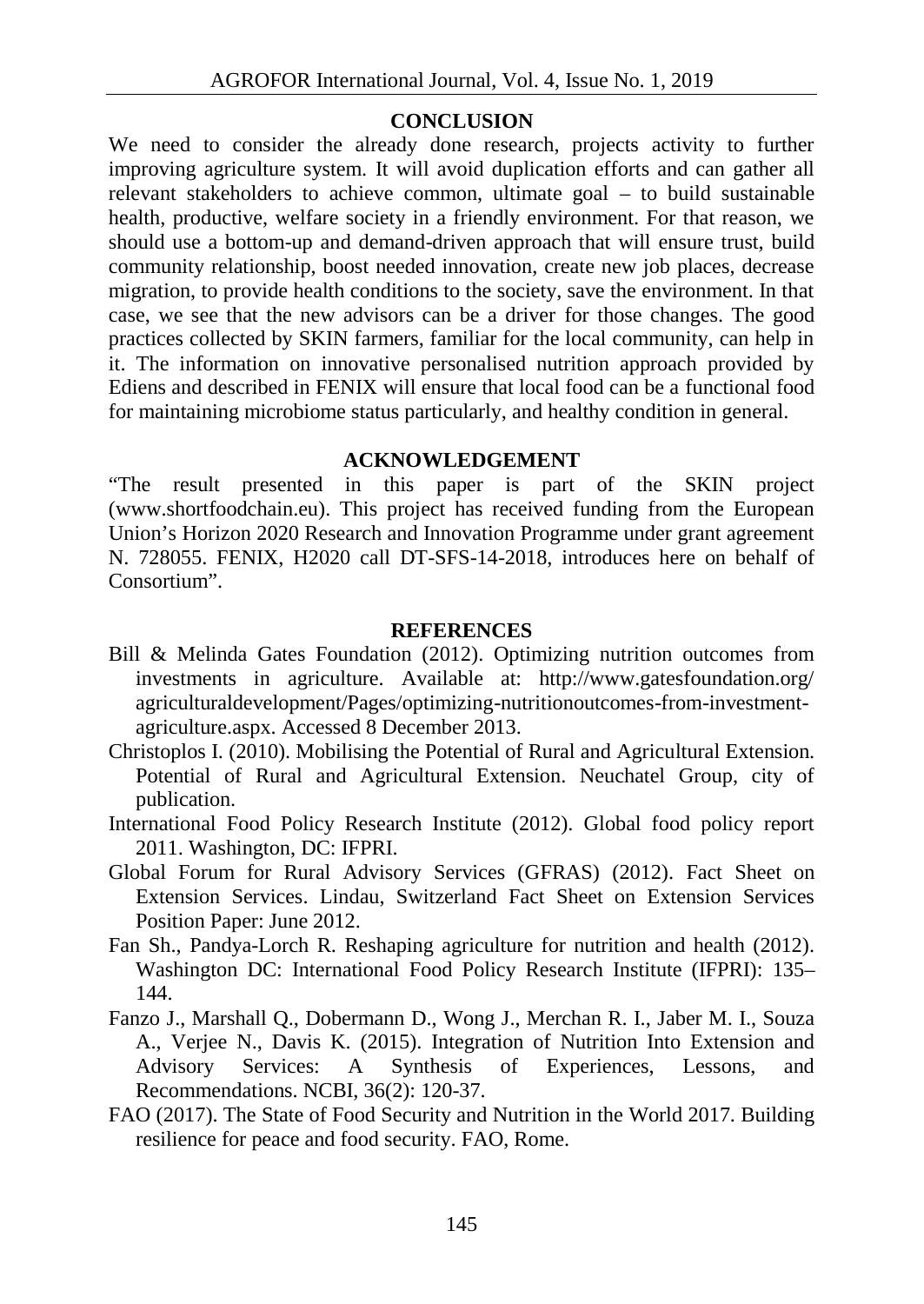## CONCLUSION

We need to consider the already done research, projects activity to further improving agriculture system. It will avoid duplication efforts and can gather all relevant stakeholders to achieve common, ultimate goal – to build sustainable health, productive, welfare society in a friendly environment. For that reason, we should use a bottom-up and demand-driven approach that will ensure trust, build community relationship, boost needed innovation, create new job places, decrease migration, to provide health conditions to the society, save the environment. In that case, we see that the new advisors can be a driver for those changes. The good practices collected by SKIN farmers, familiar for the local community, can help in it. The information on innovative personalised nutrition approach provided by Ediens and described in FENIX will ensure that local food can be a functional food for maintaining microbiome status particularly, and healthy condition in general.

## ACKNOWLEDGEMENT

"The result presented in this paper is part of the SKIN project (www.shortfoodchain.eu). This project has received funding from the European Union's Horizon 2020 Research and Innovation Programme under grant agreement N. 728055. FENIX, H2020 call DT-SFS-14-2018, introduces here on behalf of Consortium".

## REFERENCES

Bill & Melinda Gates Foundation (2012). Optimizing nutrition outcomes from investments in agriculture. Available at: http://www.gatesfoundation.org/agriculturaldevelopment/Pages/optimizing-nutritionoutcomes-from-investment-agriculture.aspx. Accessed 8 December 2013.

Christoplos I. (2010). Mobilising the Potential of Rural and Agricultural Extension. Potential of Rural and Agricultural Extension. Neuchatel Group, city of publication.

International Food Policy Research Institute (2012). Global food policy report 2011. Washington, DC: IFPRI.

Global Forum for Rural Advisory Services (GFRAS) (2012). Fact Sheet on Extension Services. Lindau, Switzerland Fact Sheet on Extension Services Position Paper: June 2012.

Fan Sh., Pandya-Lorch R. Reshaping agriculture for nutrition and health (2012). Washington DC: International Food Policy Research Institute (IFPRI): 135–144.

Fanzo J., Marshall Q., Dobermann D., Wong J., Merchan R. I., Jaber M. I., Souza A., Verjee N., Davis K. (2015). Integration of Nutrition Into Extension and Advisory Services: A Synthesis of Experiences, Lessons, and Recommendations. NCBI, 36(2): 120-37.

FAO (2017). The State of Food Security and Nutrition in the World 2017. Building resilience for peace and food security. FAO, Rome.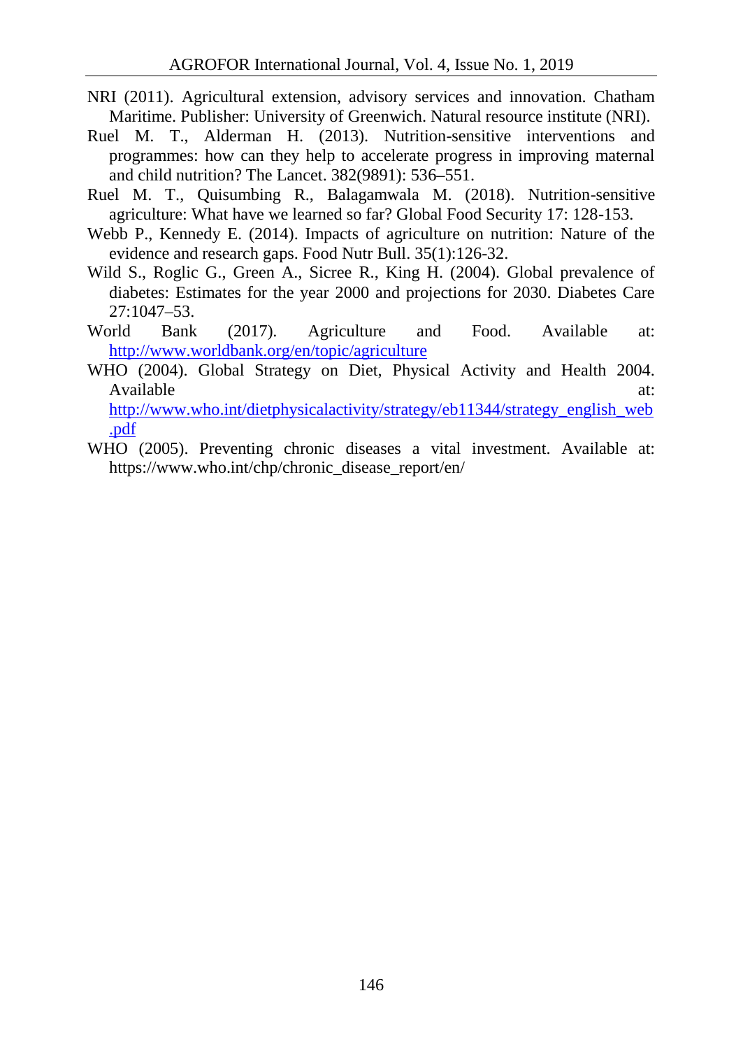NRI (2011). Agricultural extension, advisory services and innovation. Chatham Maritime. Publisher: University of Greenwich. Natural resource institute (NRI).

Ruel M. T., Alderman H. (2013). Nutrition-sensitive interventions and programmes: how can they help to accelerate progress in improving maternal and child nutrition? The Lancet. 382(9891): 536–551.

Ruel M. T., Quisumbing R., Balagamwala M. (2018). Nutrition-sensitive agriculture: What have we learned so far? Global Food Security 17: 128-153.

Webb P., Kennedy E. (2014). Impacts of agriculture on nutrition: Nature of the evidence and research gaps. Food Nutr Bull. 35(1):126-32.

Wild S., Roglic G., Green A., Sicree R., King H. (2004). Global prevalence of diabetes: Estimates for the year 2000 and projections for 2030. Diabetes Care 27:1047–53.

World Bank (2017). Agriculture and Food. Available at: http://www.worldbank.org/en/topic/agriculture

WHO (2004). Global Strategy on Diet, Physical Activity and Health 2004. Available at: http://www.who.int/dietphysicalactivity/strategy/eb11344/strategy_english_web.pdf

WHO (2005). Preventing chronic diseases a vital investment. Available at: https://www.who.int/chp/chronic_disease_report/en/